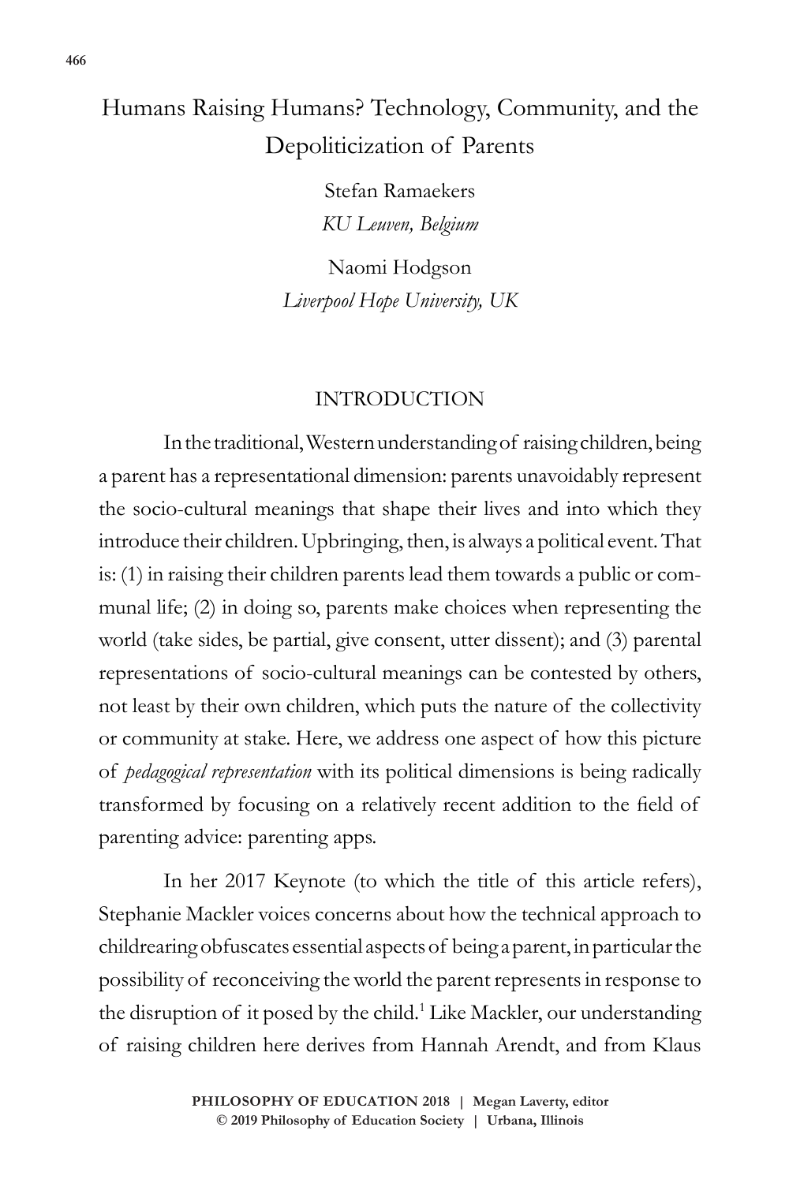# Humans Raising Humans? Technology, Community, and the Depoliticization of Parents

Stefan Ramaekers
*KU Leuven, Belgium*

Naomi Hodgson
*Liverpool Hope University, UK*

## INTRODUCTION

In the traditional, Western understanding of raising children, being a parent has a representational dimension: parents unavoidably represent the socio-cultural meanings that shape their lives and into which they introduce their children. Upbringing, then, is always a political event. That is: (1) in raising their children parents lead them towards a public or communal life; (2) in doing so, parents make choices when representing the world (take sides, be partial, give consent, utter dissent); and (3) parental representations of socio-cultural meanings can be contested by others, not least by their own children, which puts the nature of the collectivity or community at stake. Here, we address one aspect of how this picture of *pedagogical representation* with its political dimensions is being radically transformed by focusing on a relatively recent addition to the field of parenting advice: parenting apps.

In her 2017 Keynote (to which the title of this article refers), Stephanie Mackler voices concerns about how the technical approach to childrearing obfuscates essential aspects of being a parent, in particular the possibility of reconceiving the world the parent represents in response to the disruption of it posed by the child.[1] Like Mackler, our understanding of raising children here derives from Hannah Arendt, and from Klaus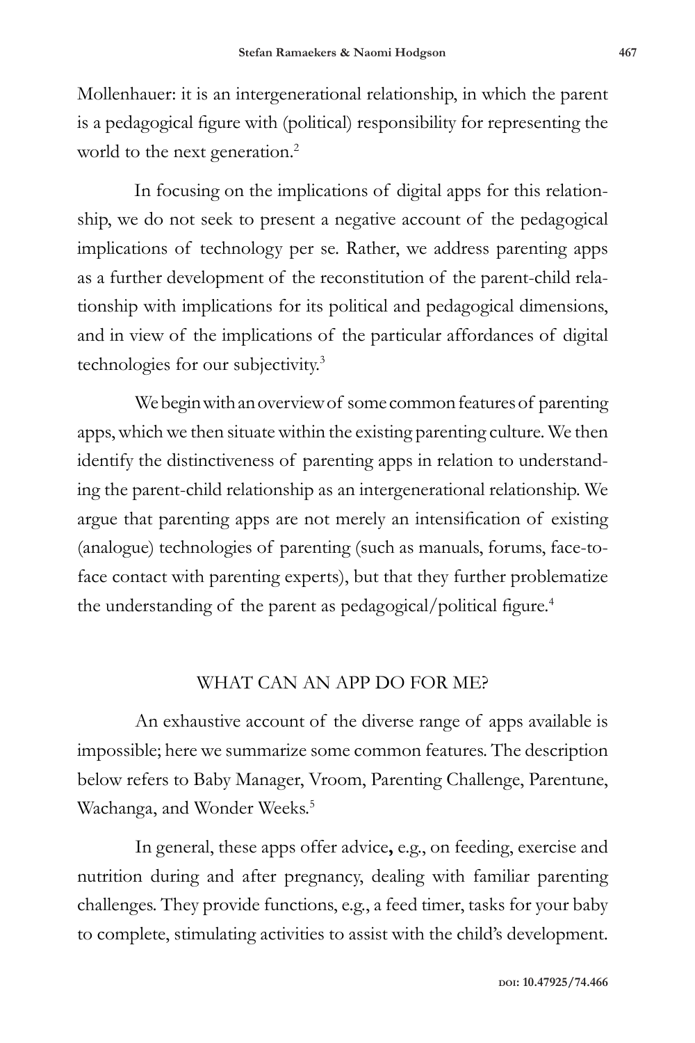Mollenhauer: it is an intergenerational relationship, in which the parent is a pedagogical figure with (political) responsibility for representing the world to the next generation.[2]

In focusing on the implications of digital apps for this relationship, we do not seek to present a negative account of the pedagogical implications of technology per se. Rather, we address parenting apps as a further development of the reconstitution of the parent-child relationship with implications for its political and pedagogical dimensions, and in view of the implications of the particular affordances of digital technologies for our subjectivity.[3]

We begin with an overview of some common features of parenting apps, which we then situate within the existing parenting culture. We then identify the distinctiveness of parenting apps in relation to understanding the parent-child relationship as an intergenerational relationship. We argue that parenting apps are not merely an intensification of existing (analogue) technologies of parenting (such as manuals, forums, face-to-face contact with parenting experts), but that they further problematize the understanding of the parent as pedagogical/political figure.[4]

## WHAT CAN AN APP DO FOR ME?

An exhaustive account of the diverse range of apps available is impossible; here we summarize some common features. The description below refers to Baby Manager, Vroom, Parenting Challenge, Parentune, Wachanga, and Wonder Weeks.[5]

In general, these apps offer advice**,** e.g., on feeding, exercise and nutrition during and after pregnancy, dealing with familiar parenting challenges. They provide functions, e.g., a feed timer, tasks for your baby to complete, stimulating activities to assist with the child's development.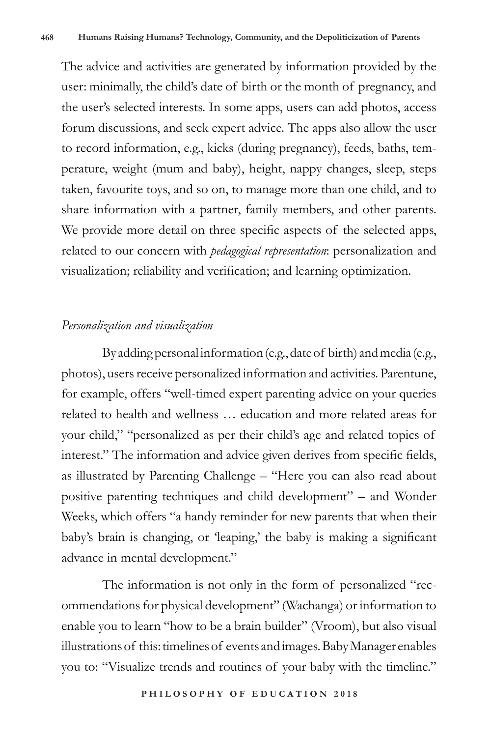The advice and activities are generated by information provided by the user: minimally, the child's date of birth or the month of pregnancy, and the user's selected interests. In some apps, users can add photos, access forum discussions, and seek expert advice. The apps also allow the user to record information, e.g., kicks (during pregnancy), feeds, baths, temperature, weight (mum and baby), height, nappy changes, sleep, steps taken, favourite toys, and so on, to manage more than one child, and to share information with a partner, family members, and other parents. We provide more detail on three specific aspects of the selected apps, related to our concern with *pedagogical representation*: personalization and visualization; reliability and verification; and learning optimization.

### *Personalization and visualization*

By adding personal information (e.g., date of birth) and media (e.g., photos), users receive personalized information and activities. Parentune, for example, offers "well-timed expert parenting advice on your queries related to health and wellness … education and more related areas for your child," "personalized as per their child's age and related topics of interest." The information and advice given derives from specific fields, as illustrated by Parenting Challenge – "Here you can also read about positive parenting techniques and child development" – and Wonder Weeks, which offers "a handy reminder for new parents that when their baby's brain is changing, or 'leaping,' the baby is making a significant advance in mental development."

The information is not only in the form of personalized "recommendations for physical development" (Wachanga) or information to enable you to learn "how to be a brain builder" (Vroom), but also visual illustrations of this: timelines of events and images. Baby Manager enables you to: "Visualize trends and routines of your baby with the timeline."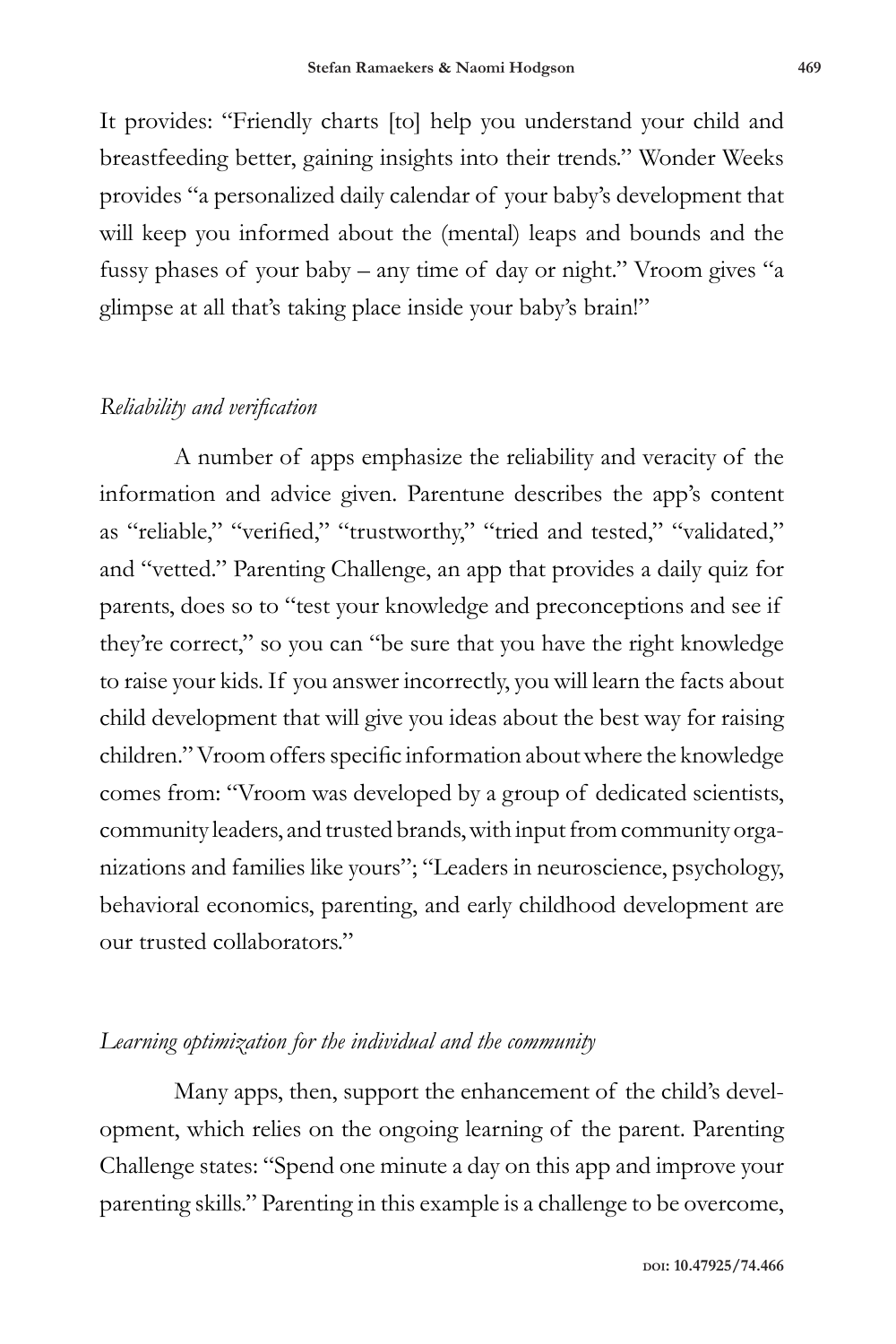It provides: "Friendly charts [to] help you understand your child and breastfeeding better, gaining insights into their trends." Wonder Weeks provides "a personalized daily calendar of your baby's development that will keep you informed about the (mental) leaps and bounds and the fussy phases of your baby – any time of day or night." Vroom gives "a glimpse at all that's taking place inside your baby's brain!"

### *Reliability and verification*

A number of apps emphasize the reliability and veracity of the information and advice given. Parentune describes the app's content as "reliable," "verified," "trustworthy," "tried and tested," "validated," and "vetted." Parenting Challenge, an app that provides a daily quiz for parents, does so to "test your knowledge and preconceptions and see if they're correct," so you can "be sure that you have the right knowledge to raise your kids. If you answer incorrectly, you will learn the facts about child development that will give you ideas about the best way for raising children." Vroom offers specific information about where the knowledge comes from: "Vroom was developed by a group of dedicated scientists, community leaders, and trusted brands, with input from community organizations and families like yours"; "Leaders in neuroscience, psychology, behavioral economics, parenting, and early childhood development are our trusted collaborators."

### *Learning optimization for the individual and the community*

Many apps, then, support the enhancement of the child's development, which relies on the ongoing learning of the parent. Parenting Challenge states: "Spend one minute a day on this app and improve your parenting skills." Parenting in this example is a challenge to be overcome,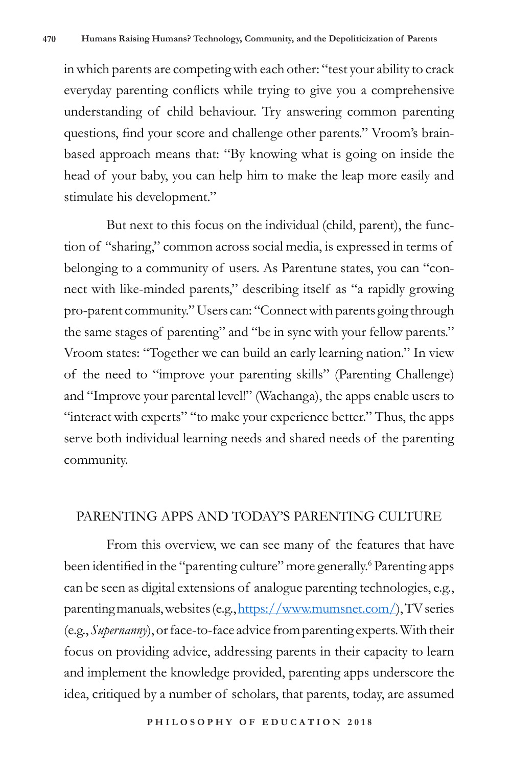in which parents are competing with each other: "test your ability to crack everyday parenting conflicts while trying to give you a comprehensive understanding of child behaviour. Try answering common parenting questions, find your score and challenge other parents." Vroom's brain-based approach means that: "By knowing what is going on inside the head of your baby, you can help him to make the leap more easily and stimulate his development."

But next to this focus on the individual (child, parent), the function of "sharing," common across social media, is expressed in terms of belonging to a community of users. As Parentune states, you can "connect with like-minded parents," describing itself as "a rapidly growing pro-parent community." Users can: "Connect with parents going through the same stages of parenting" and "be in sync with your fellow parents." Vroom states: "Together we can build an early learning nation." In view of the need to "improve your parenting skills" (Parenting Challenge) and "Improve your parental level!" (Wachanga), the apps enable users to "interact with experts" "to make your experience better." Thus, the apps serve both individual learning needs and shared needs of the parenting community.

## PARENTING APPS AND TODAY'S PARENTING CULTURE

From this overview, we can see many of the features that have been identified in the "parenting culture" more generally.[6] Parenting apps can be seen as digital extensions of analogue parenting technologies, e.g., parenting manuals, websites (e.g., [https://www.mumsnet.com/](https://www.mumsnet.com/)), TV series (e.g., *Supernanny*), or face-to-face advice from parenting experts. With their focus on providing advice, addressing parents in their capacity to learn and implement the knowledge provided, parenting apps underscore the idea, critiqued by a number of scholars, that parents, today, are assumed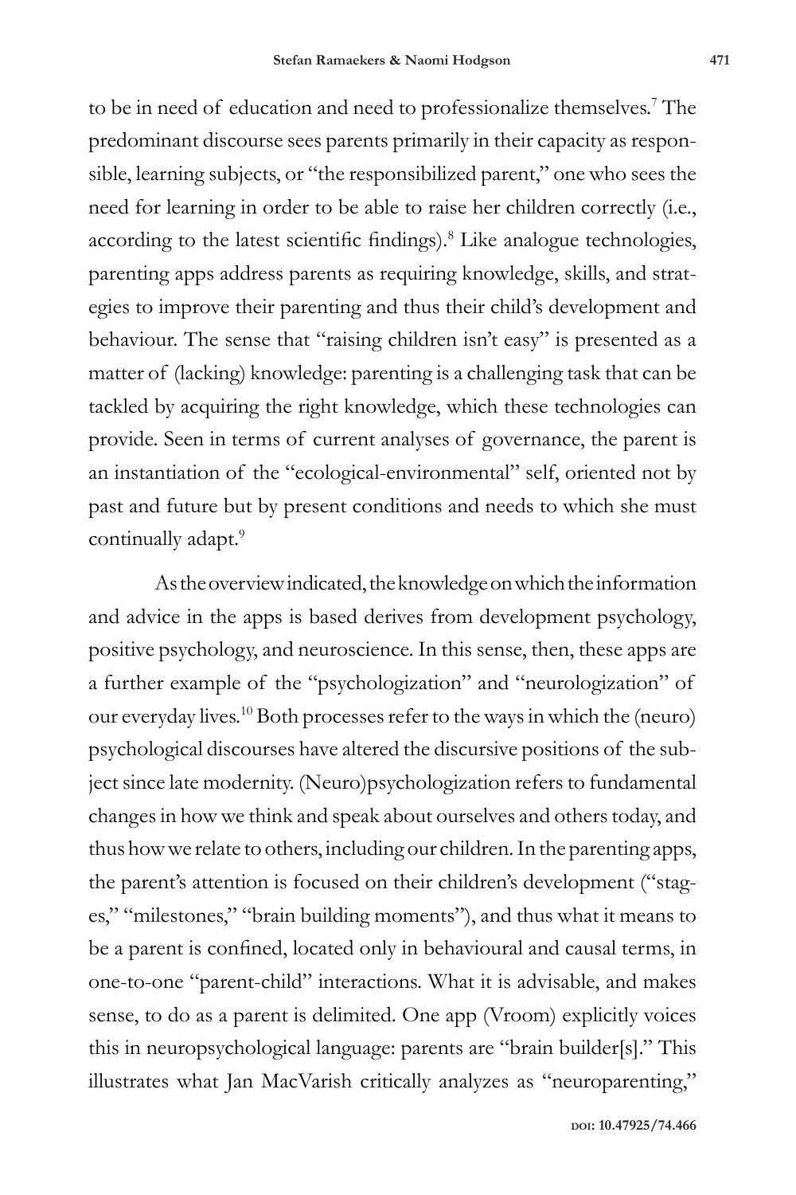to be in need of education and need to professionalize themselves.[7] The predominant discourse sees parents primarily in their capacity as responsible, learning subjects, or "the responsibilized parent," one who sees the need for learning in order to be able to raise her children correctly (i.e., according to the latest scientific findings).[8] Like analogue technologies, parenting apps address parents as requiring knowledge, skills, and strategies to improve their parenting and thus their child's development and behaviour. The sense that "raising children isn't easy" is presented as a matter of (lacking) knowledge: parenting is a challenging task that can be tackled by acquiring the right knowledge, which these technologies can provide. Seen in terms of current analyses of governance, the parent is an instantiation of the "ecological-environmental" self, oriented not by past and future but by present conditions and needs to which she must continually adapt.[9]

As the overview indicated, the knowledge on which the information and advice in the apps is based derives from development psychology, positive psychology, and neuroscience. In this sense, then, these apps are a further example of the "psychologization" and "neurologization" of our everyday lives.[10] Both processes refer to the ways in which the (neuro)psychological discourses have altered the discursive positions of the subject since late modernity. (Neuro)psychologization refers to fundamental changes in how we think and speak about ourselves and others today, and thus how we relate to others, including our children. In the parenting apps, the parent's attention is focused on their children's development ("stages," "milestones," "brain building moments"), and thus what it means to be a parent is confined, located only in behavioural and causal terms, in one-to-one "parent-child" interactions. What it is advisable, and makes sense, to do as a parent is delimited. One app (Vroom) explicitly voices this in neuropsychological language: parents are "brain builder[s]." This illustrates what Jan MacVarish critically analyzes as "neuroparenting,"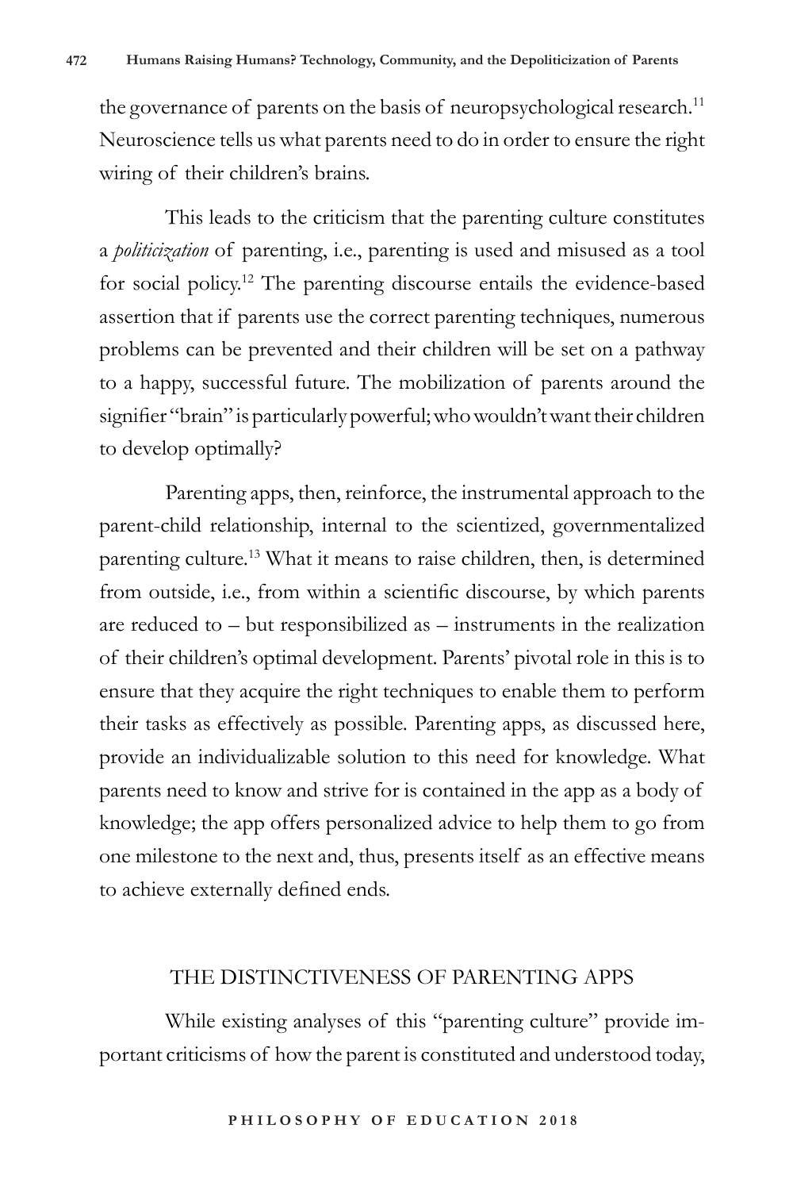the governance of parents on the basis of neuropsychological research.[11] Neuroscience tells us what parents need to do in order to ensure the right wiring of their children's brains.

This leads to the criticism that the parenting culture constitutes a *politicization* of parenting, i.e., parenting is used and misused as a tool for social policy.[12] The parenting discourse entails the evidence-based assertion that if parents use the correct parenting techniques, numerous problems can be prevented and their children will be set on a pathway to a happy, successful future. The mobilization of parents around the signifier "brain" is particularly powerful; who wouldn't want their children to develop optimally?

Parenting apps, then, reinforce, the instrumental approach to the parent-child relationship, internal to the scientized, governmentalized parenting culture.[13] What it means to raise children, then, is determined from outside, i.e., from within a scientific discourse, by which parents are reduced to – but responsibilized as – instruments in the realization of their children's optimal development. Parents' pivotal role in this is to ensure that they acquire the right techniques to enable them to perform their tasks as effectively as possible. Parenting apps, as discussed here, provide an individualizable solution to this need for knowledge. What parents need to know and strive for is contained in the app as a body of knowledge; the app offers personalized advice to help them to go from one milestone to the next and, thus, presents itself as an effective means to achieve externally defined ends.

## THE DISTINCTIVENESS OF PARENTING APPS

While existing analyses of this "parenting culture" provide important criticisms of how the parent is constituted and understood today,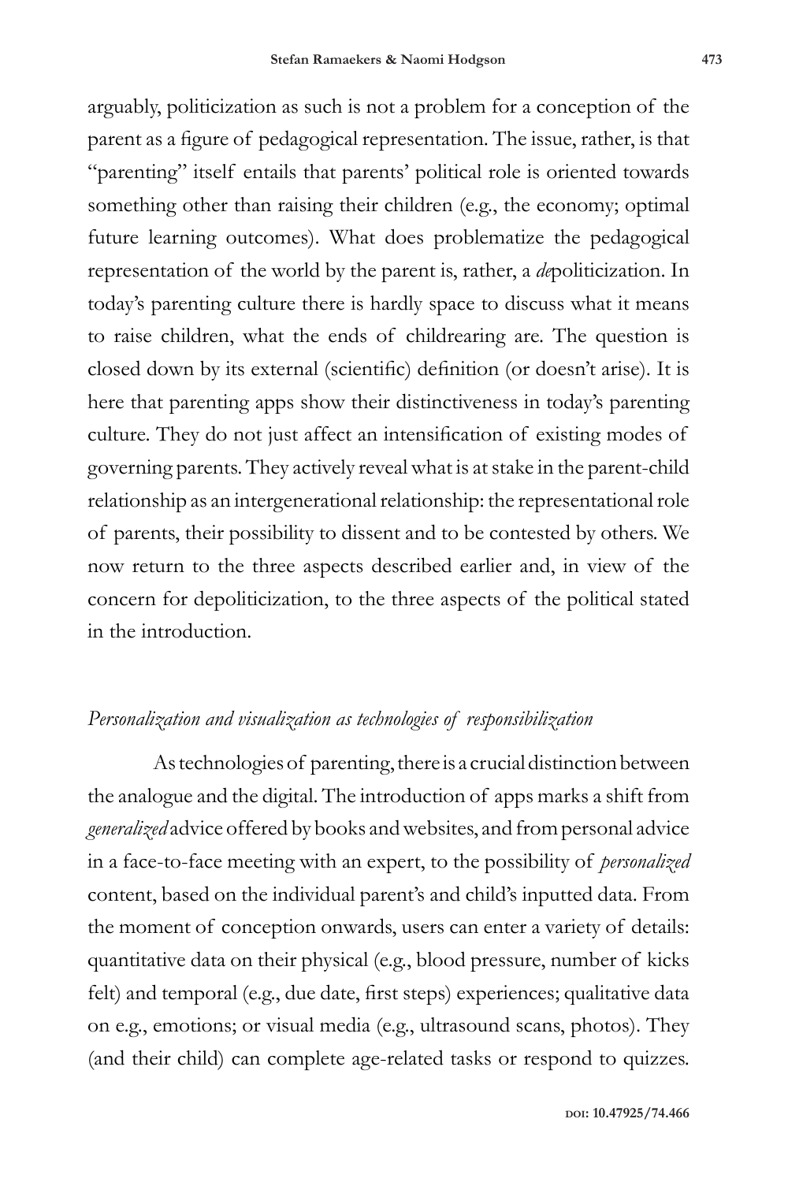arguably, politicization as such is not a problem for a conception of the parent as a figure of pedagogical representation. The issue, rather, is that "parenting" itself entails that parents' political role is oriented towards something other than raising their children (e.g., the economy; optimal future learning outcomes). What does problematize the pedagogical representation of the world by the parent is, rather, a *de*politicization. In today's parenting culture there is hardly space to discuss what it means to raise children, what the ends of childrearing are. The question is closed down by its external (scientific) definition (or doesn't arise). It is here that parenting apps show their distinctiveness in today's parenting culture. They do not just affect an intensification of existing modes of governing parents. They actively reveal what is at stake in the parent-child relationship as an intergenerational relationship: the representational role of parents, their possibility to dissent and to be contested by others. We now return to the three aspects described earlier and, in view of the concern for depoliticization, to the three aspects of the political stated in the introduction.

### *Personalization and visualization as technologies of responsibilization*

As technologies of parenting, there is a crucial distinction between the analogue and the digital. The introduction of apps marks a shift from *generalized* advice offered by books and websites, and from personal advice in a face-to-face meeting with an expert, to the possibility of *personalized* content, based on the individual parent's and child's inputted data. From the moment of conception onwards, users can enter a variety of details: quantitative data on their physical (e.g., blood pressure, number of kicks felt) and temporal (e.g., due date, first steps) experiences; qualitative data on e.g., emotions; or visual media (e.g., ultrasound scans, photos). They (and their child) can complete age-related tasks or respond to quizzes.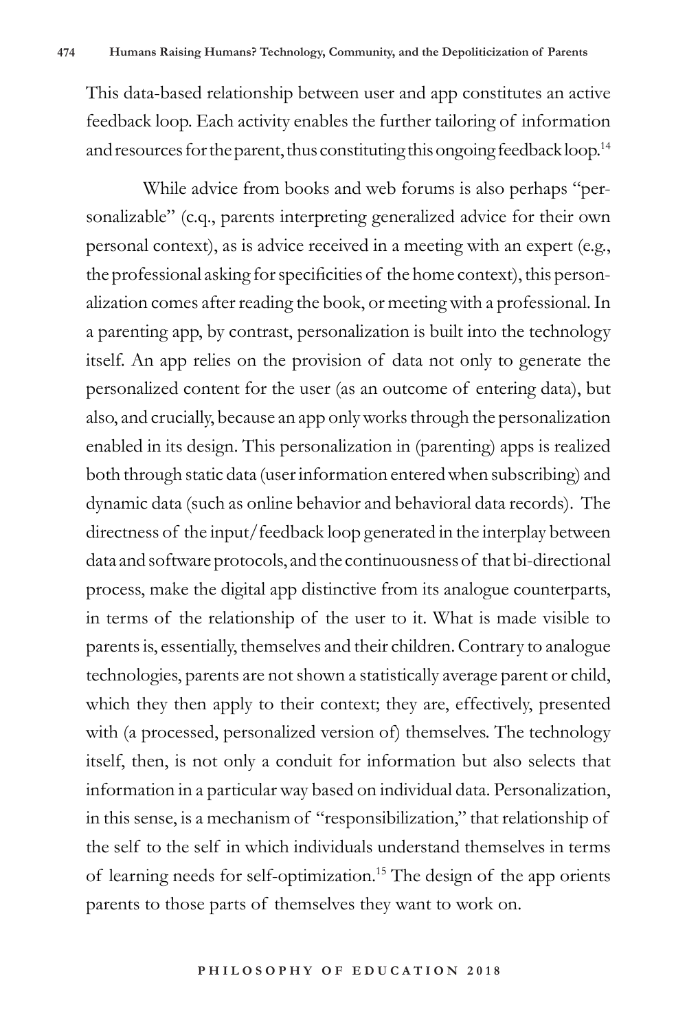This data-based relationship between user and app constitutes an active feedback loop. Each activity enables the further tailoring of information and resources for the parent, thus constituting this ongoing feedback loop.[14]

While advice from books and web forums is also perhaps "personalizable" (c.q., parents interpreting generalized advice for their own personal context), as is advice received in a meeting with an expert (e.g., the professional asking for specificities of the home context), this personalization comes after reading the book, or meeting with a professional. In a parenting app, by contrast, personalization is built into the technology itself. An app relies on the provision of data not only to generate the personalized content for the user (as an outcome of entering data), but also, and crucially, because an app only works through the personalization enabled in its design. This personalization in (parenting) apps is realized both through static data (user information entered when subscribing) and dynamic data (such as online behavior and behavioral data records). The directness of the input/feedback loop generated in the interplay between data and software protocols, and the continuousness of that bi-directional process, make the digital app distinctive from its analogue counterparts, in terms of the relationship of the user to it. What is made visible to parents is, essentially, themselves and their children. Contrary to analogue technologies, parents are not shown a statistically average parent or child, which they then apply to their context; they are, effectively, presented with (a processed, personalized version of) themselves. The technology itself, then, is not only a conduit for information but also selects that information in a particular way based on individual data. Personalization, in this sense, is a mechanism of "responsibilization," that relationship of the self to the self in which individuals understand themselves in terms of learning needs for self-optimization.[15] The design of the app orients parents to those parts of themselves they want to work on.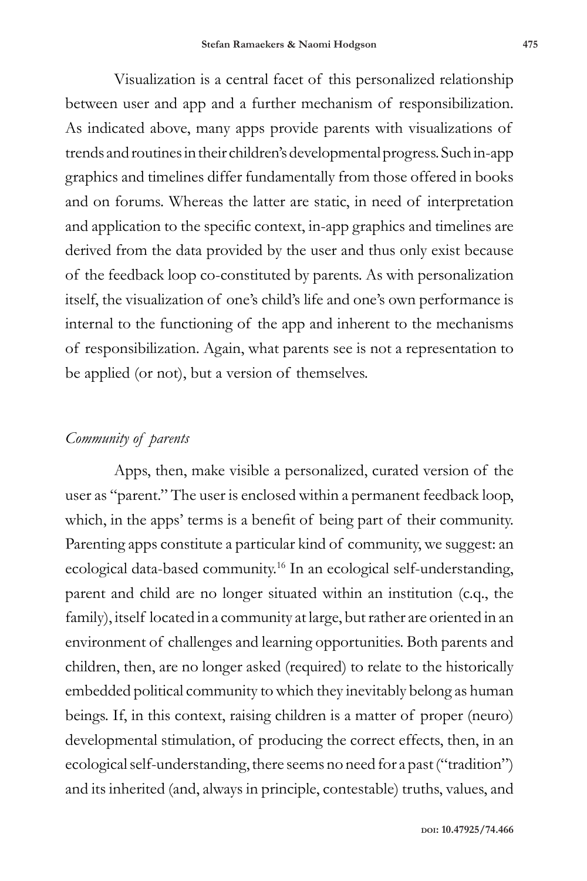Visualization is a central facet of this personalized relationship between user and app and a further mechanism of responsibilization. As indicated above, many apps provide parents with visualizations of trends and routines in their children's developmental progress. Such in-app graphics and timelines differ fundamentally from those offered in books and on forums. Whereas the latter are static, in need of interpretation and application to the specific context, in-app graphics and timelines are derived from the data provided by the user and thus only exist because of the feedback loop co-constituted by parents. As with personalization itself, the visualization of one's child's life and one's own performance is internal to the functioning of the app and inherent to the mechanisms of responsibilization. Again, what parents see is not a representation to be applied (or not), but a version of themselves.

*Community of parents*

Apps, then, make visible a personalized, curated version of the user as "parent." The user is enclosed within a permanent feedback loop, which, in the apps' terms is a benefit of being part of their community. Parenting apps constitute a particular kind of community, we suggest: an ecological data-based community.[16] In an ecological self-understanding, parent and child are no longer situated within an institution (c.q., the family), itself located in a community at large, but rather are oriented in an environment of challenges and learning opportunities. Both parents and children, then, are no longer asked (required) to relate to the historically embedded political community to which they inevitably belong as human beings. If, in this context, raising children is a matter of proper (neuro) developmental stimulation, of producing the correct effects, then, in an ecological self-understanding, there seems no need for a past ("tradition") and its inherited (and, always in principle, contestable) truths, values, and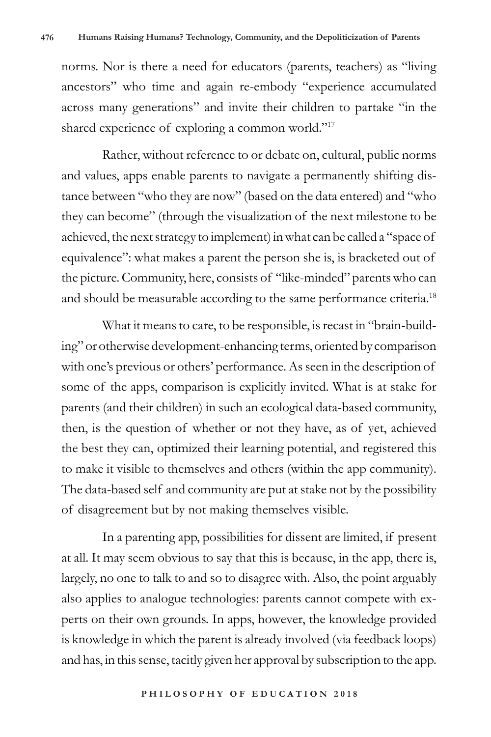norms. Nor is there a need for educators (parents, teachers) as "living ancestors" who time and again re-embody "experience accumulated across many generations" and invite their children to partake "in the shared experience of exploring a common world."[17]

Rather, without reference to or debate on, cultural, public norms and values, apps enable parents to navigate a permanently shifting distance between "who they are now" (based on the data entered) and "who they can become" (through the visualization of the next milestone to be achieved, the next strategy to implement) in what can be called a "space of equivalence": what makes a parent the person she is, is bracketed out of the picture. Community, here, consists of "like-minded" parents who can and should be measurable according to the same performance criteria.[18]

What it means to care, to be responsible, is recast in "brain-building" or otherwise development-enhancing terms, oriented by comparison with one's previous or others' performance. As seen in the description of some of the apps, comparison is explicitly invited. What is at stake for parents (and their children) in such an ecological data-based community, then, is the question of whether or not they have, as of yet, achieved the best they can, optimized their learning potential, and registered this to make it visible to themselves and others (within the app community). The data-based self and community are put at stake not by the possibility of disagreement but by not making themselves visible.

In a parenting app, possibilities for dissent are limited, if present at all. It may seem obvious to say that this is because, in the app, there is, largely, no one to talk to and so to disagree with. Also, the point arguably also applies to analogue technologies: parents cannot compete with experts on their own grounds. In apps, however, the knowledge provided is knowledge in which the parent is already involved (via feedback loops) and has, in this sense, tacitly given her approval by subscription to the app.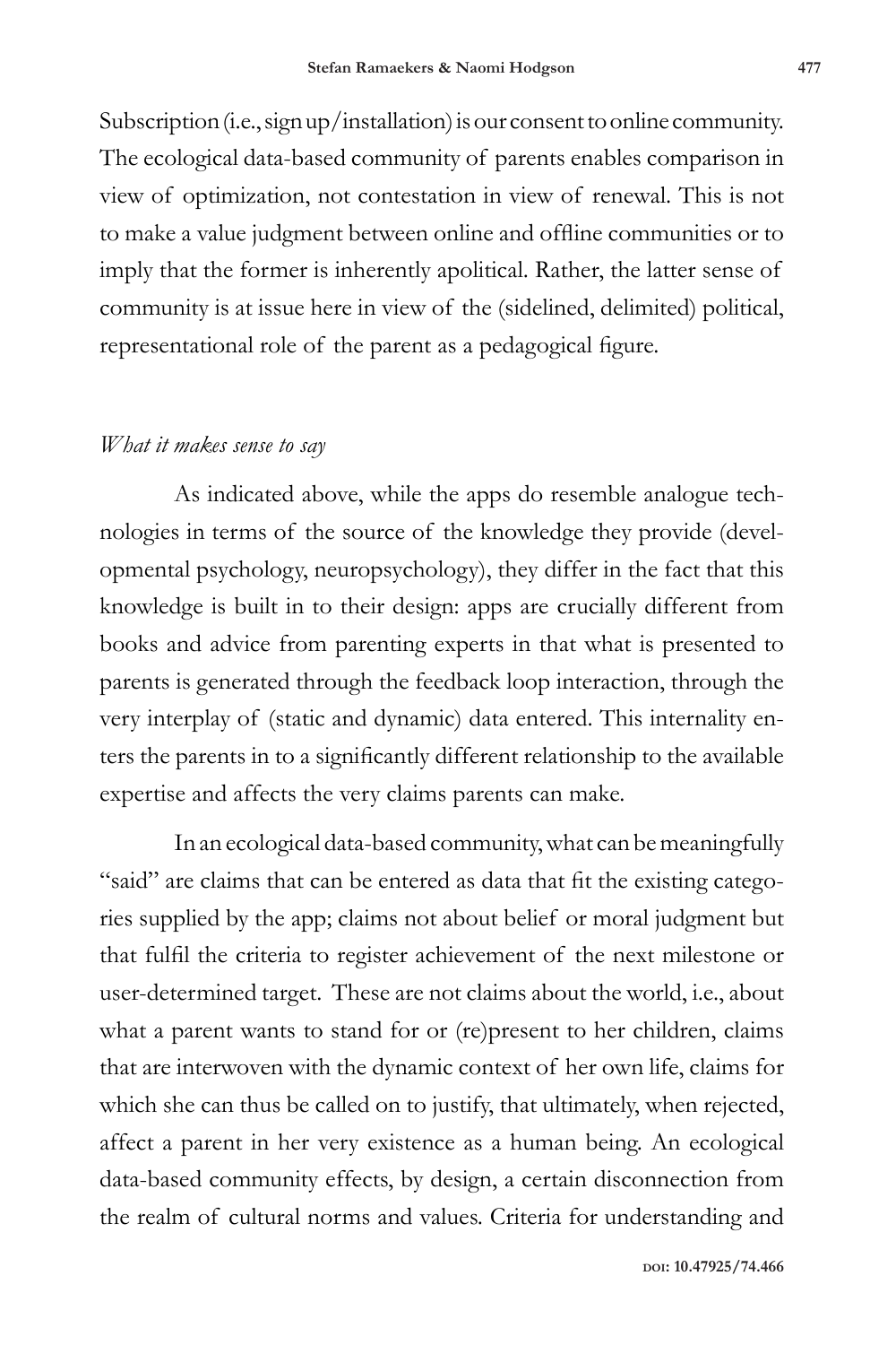Subscription (i.e., sign up/installation) is our consent to online community. The ecological data-based community of parents enables comparison in view of optimization, not contestation in view of renewal. This is not to make a value judgment between online and offline communities or to imply that the former is inherently apolitical. Rather, the latter sense of community is at issue here in view of the (sidelined, delimited) political, representational role of the parent as a pedagogical figure.

### *What it makes sense to say*

As indicated above, while the apps do resemble analogue technologies in terms of the source of the knowledge they provide (developmental psychology, neuropsychology), they differ in the fact that this knowledge is built in to their design: apps are crucially different from books and advice from parenting experts in that what is presented to parents is generated through the feedback loop interaction, through the very interplay of (static and dynamic) data entered. This internality enters the parents in to a significantly different relationship to the available expertise and affects the very claims parents can make.

In an ecological data-based community, what can be meaningfully "said" are claims that can be entered as data that fit the existing categories supplied by the app; claims not about belief or moral judgment but that fulfil the criteria to register achievement of the next milestone or user-determined target. These are not claims about the world, i.e., about what a parent wants to stand for or (re)present to her children, claims that are interwoven with the dynamic context of her own life, claims for which she can thus be called on to justify, that ultimately, when rejected, affect a parent in her very existence as a human being. An ecological data-based community effects, by design, a certain disconnection from the realm of cultural norms and values. Criteria for understanding and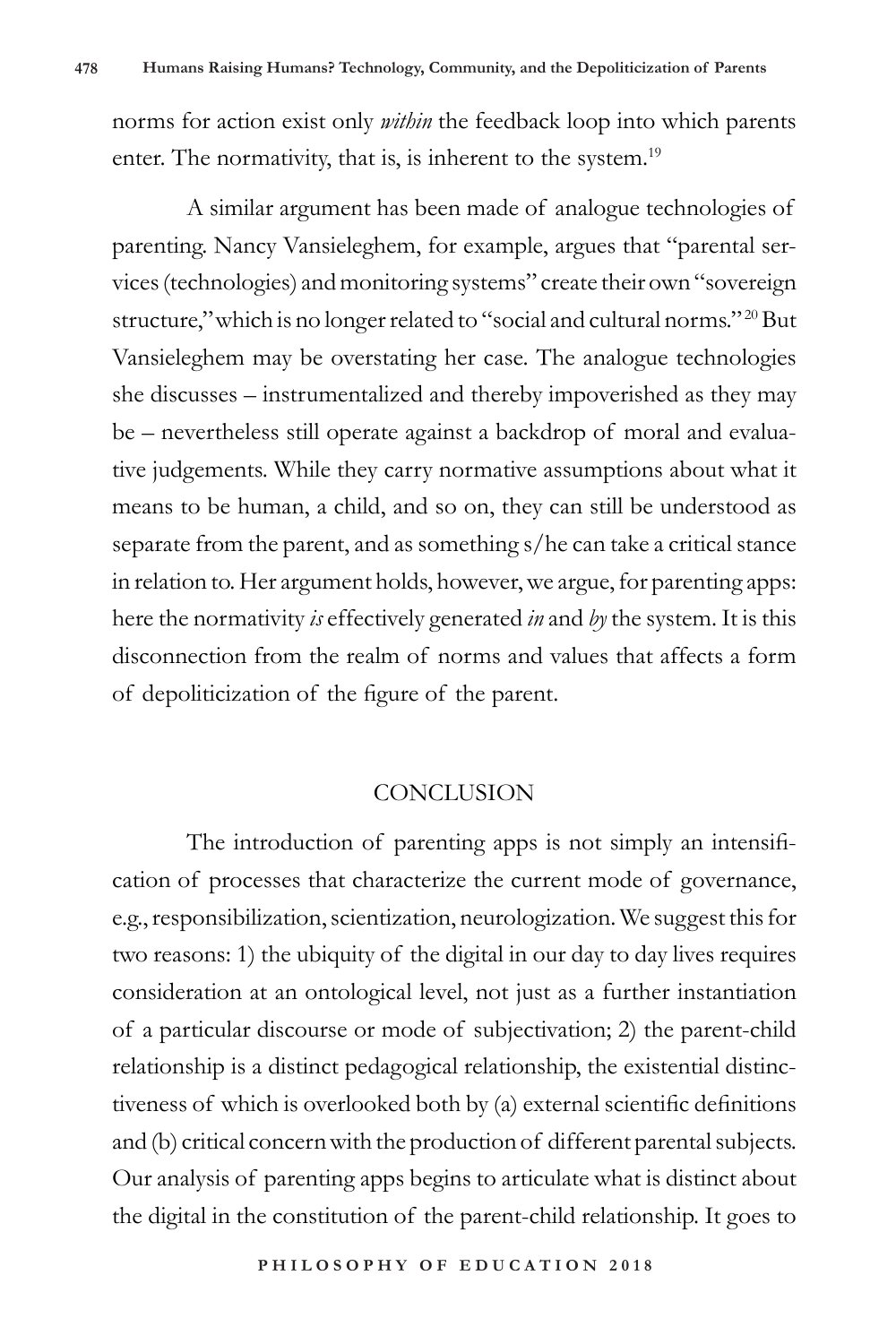norms for action exist only *within* the feedback loop into which parents enter. The normativity, that is, is inherent to the system.[19]

A similar argument has been made of analogue technologies of parenting. Nancy Vansieleghem, for example, argues that "parental services (technologies) and monitoring systems" create their own "sovereign structure," which is no longer related to "social and cultural norms."[20] But Vansieleghem may be overstating her case. The analogue technologies she discusses – instrumentalized and thereby impoverished as they may be – nevertheless still operate against a backdrop of moral and evaluative judgements. While they carry normative assumptions about what it means to be human, a child, and so on, they can still be understood as separate from the parent, and as something s/he can take a critical stance in relation to. Her argument holds, however, we argue, for parenting apps: here the normativity *is* effectively generated *in* and *by* the system. It is this disconnection from the realm of norms and values that affects a form of depoliticization of the figure of the parent.

## CONCLUSION

The introduction of parenting apps is not simply an intensification of processes that characterize the current mode of governance, e.g., responsibilization, scientization, neurologization. We suggest this for two reasons: 1) the ubiquity of the digital in our day to day lives requires consideration at an ontological level, not just as a further instantiation of a particular discourse or mode of subjectivation; 2) the parent-child relationship is a distinct pedagogical relationship, the existential distinctiveness of which is overlooked both by (a) external scientific definitions and (b) critical concern with the production of different parental subjects. Our analysis of parenting apps begins to articulate what is distinct about the digital in the constitution of the parent-child relationship. It goes to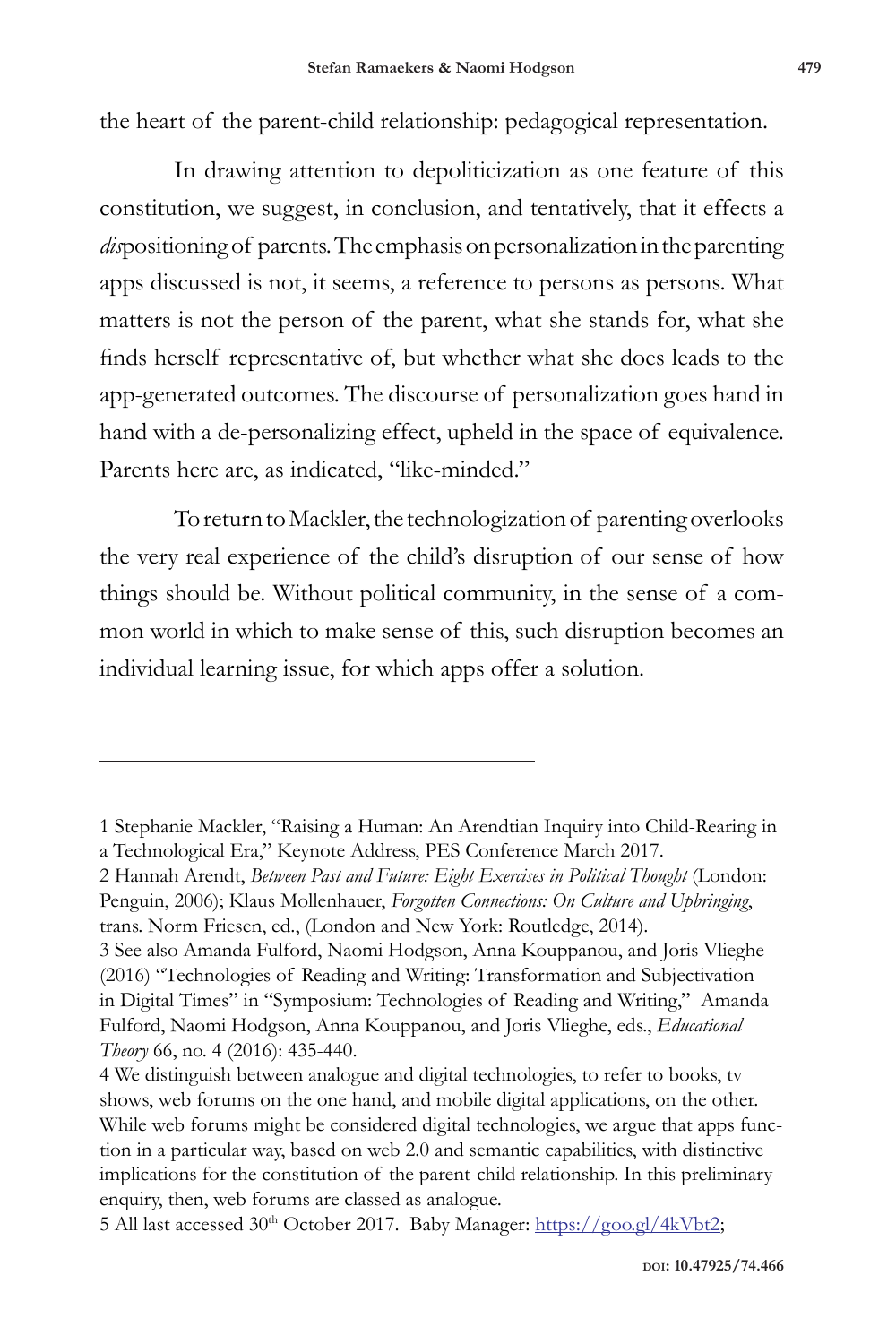the heart of the parent-child relationship: pedagogical representation.

In drawing attention to depoliticization as one feature of this constitution, we suggest, in conclusion, and tentatively, that it effects a *dis*positioning of parents. The emphasis on personalization in the parenting apps discussed is not, it seems, a reference to persons as persons. What matters is not the person of the parent, what she stands for, what she finds herself representative of, but whether what she does leads to the app-generated outcomes. The discourse of personalization goes hand in hand with a de-personalizing effect, upheld in the space of equivalence. Parents here are, as indicated, "like-minded."

To return to Mackler, the technologization of parenting overlooks the very real experience of the child's disruption of our sense of how things should be. Without political community, in the sense of a common world in which to make sense of this, such disruption becomes an individual learning issue, for which apps offer a solution.

---

1 Stephanie Mackler, "Raising a Human: An Arendtian Inquiry into Child-Rearing in a Technological Era," Keynote Address, PES Conference March 2017.

2 Hannah Arendt, *Between Past and Future: Eight Exercises in Political Thought* (London: Penguin, 2006); Klaus Mollenhauer, *Forgotten Connections: On Culture and Upbringing*, trans. Norm Friesen, ed., (London and New York: Routledge, 2014).

3 See also Amanda Fulford, Naomi Hodgson, Anna Kouppanou, and Joris Vlieghe (2016) "Technologies of Reading and Writing: Transformation and Subjectivation in Digital Times" in "Symposium: Technologies of Reading and Writing," Amanda Fulford, Naomi Hodgson, Anna Kouppanou, and Joris Vlieghe, eds., *Educational Theory* 66, no. 4 (2016): 435-440.

4 We distinguish between analogue and digital technologies, to refer to books, tv shows, web forums on the one hand, and mobile digital applications, on the other. While web forums might be considered digital technologies, we argue that apps function in a particular way, based on web 2.0 and semantic capabilities, with distinctive implications for the constitution of the parent-child relationship. In this preliminary enquiry, then, web forums are classed as analogue.

5 All last accessed 30th October 2017. Baby Manager: https://goo.gl/4kVbt2;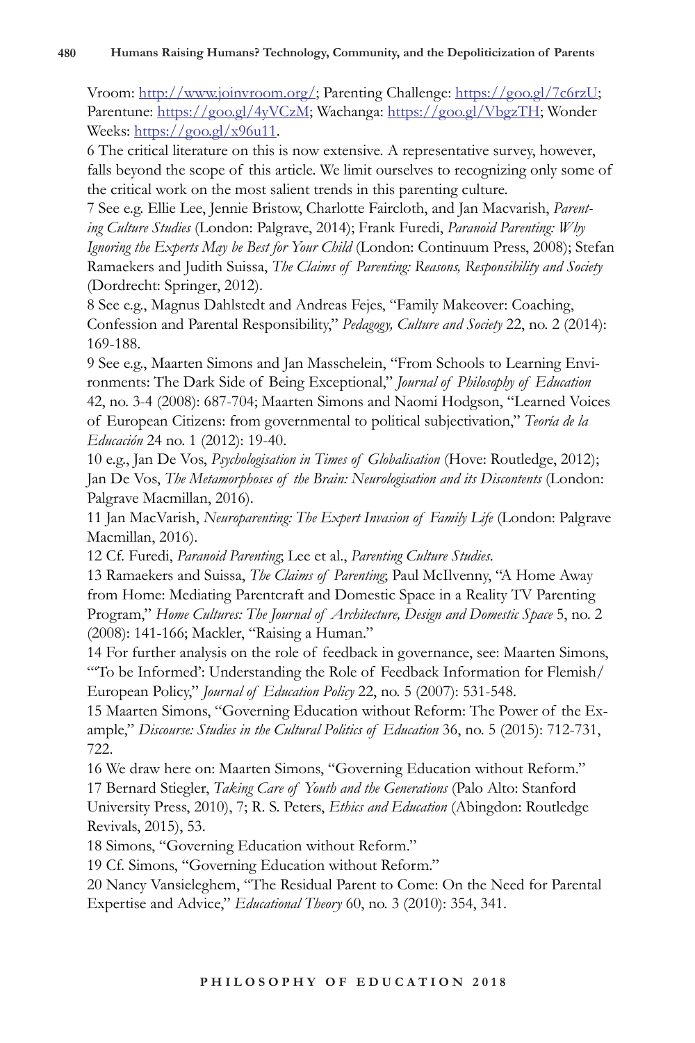Vroom: http://www.joinvroom.org/; Parenting Challenge: https://goo.gl/7c6rzU; Parentune: https://goo.gl/4yVCzM; Wachanga: https://goo.gl/VbgzTH; Wonder Weeks: https://goo.gl/x96u11.

6 The critical literature on this is now extensive. A representative survey, however, falls beyond the scope of this article. We limit ourselves to recognizing only some of the critical work on the most salient trends in this parenting culture.

7 See e.g. Ellie Lee, Jennie Bristow, Charlotte Faircloth, and Jan Macvarish, *Parenting Culture Studies* (London: Palgrave, 2014); Frank Furedi, *Paranoid Parenting: Why Ignoring the Experts May be Best for Your Child* (London: Continuum Press, 2008); Stefan Ramaekers and Judith Suissa, *The Claims of Parenting: Reasons, Responsibility and Society* (Dordrecht: Springer, 2012).

8 See e.g., Magnus Dahlstedt and Andreas Fejes, "Family Makeover: Coaching, Confession and Parental Responsibility," *Pedagogy, Culture and Society* 22, no. 2 (2014): 169-188.

9 See e.g., Maarten Simons and Jan Masschelein, "From Schools to Learning Environments: The Dark Side of Being Exceptional," *Journal of Philosophy of Education* 42, no. 3-4 (2008): 687-704; Maarten Simons and Naomi Hodgson, "Learned Voices of European Citizens: from governmental to political subjectivation," *Teoría de la Educación* 24 no. 1 (2012): 19-40.

10 e.g., Jan De Vos, *Psychologisation in Times of Globalisation* (Hove: Routledge, 2012); Jan De Vos, *The Metamorphoses of the Brain: Neurologisation and its Discontents* (London: Palgrave Macmillan, 2016).

11 Jan MacVarish, *Neuroparenting: The Expert Invasion of Family Life* (London: Palgrave Macmillan, 2016).

12 Cf. Furedi, *Paranoid Parenting*; Lee et al., *Parenting Culture Studies*.

13 Ramaekers and Suissa, *The Claims of Parenting*; Paul McIlvenny, "A Home Away from Home: Mediating Parentcraft and Domestic Space in a Reality TV Parenting Program," *Home Cultures: The Journal of Architecture, Design and Domestic Space* 5, no. 2 (2008): 141-166; Mackler, "Raising a Human."

14 For further analysis on the role of feedback in governance, see: Maarten Simons, "'To be Informed': Understanding the Role of Feedback Information for Flemish/European Policy," *Journal of Education Policy* 22, no. 5 (2007): 531-548.

15 Maarten Simons, "Governing Education without Reform: The Power of the Example," *Discourse: Studies in the Cultural Politics of Education* 36, no. 5 (2015): 712-731, 722.

16 We draw here on: Maarten Simons, "Governing Education without Reform."

17 Bernard Stiegler, *Taking Care of Youth and the Generations* (Palo Alto: Stanford University Press, 2010), 7; R. S. Peters, *Ethics and Education* (Abingdon: Routledge Revivals, 2015), 53.

18 Simons, "Governing Education without Reform."

19 Cf. Simons, "Governing Education without Reform."

20 Nancy Vansieleghem, "The Residual Parent to Come: On the Need for Parental Expertise and Advice," *Educational Theory* 60, no. 3 (2010): 354, 341.